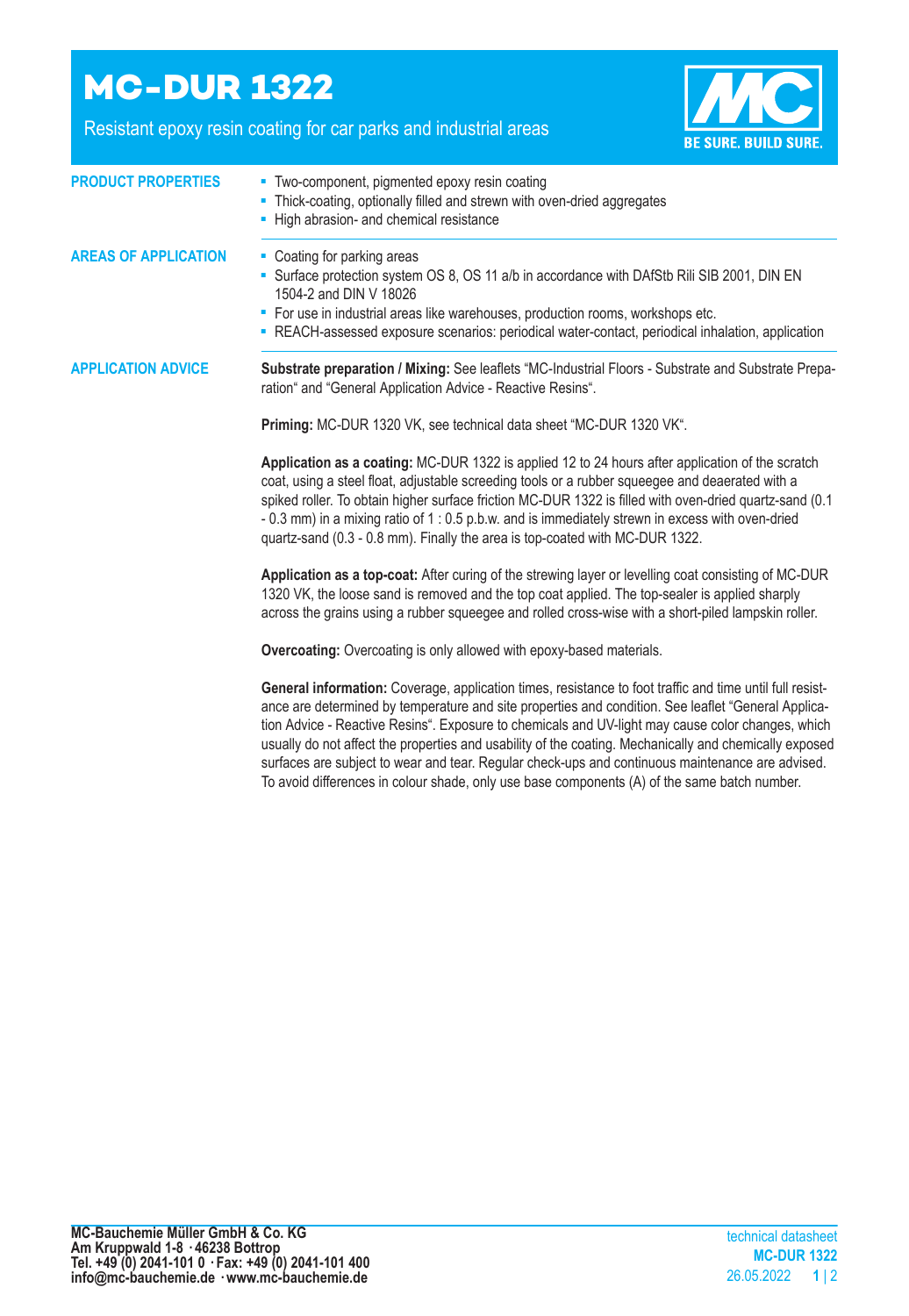# MC-DUR 1322

Resistant epoxy resin coating for car parks and industrial areas

BE SURE. BUILD SURE.

## PRODUCT PROPERTIES

- Two-component, pigmented epoxy resin coating
- Thick-coating, optionally filled and strewn with oven-dried aggregates
- High abrasion- and chemical resistance

## AREAS OF APPLICATION

- Coating for parking areas
- Surface protection system OS 8, OS 11 a/b in accordance with DAfStb Rili SIB 2001, DIN EN 1504-2 and DIN V 18026
- For use in industrial areas like warehouses, production rooms, workshops etc.
- REACH-assessed exposure scenarios: periodical water-contact, periodical inhalation, application

## APPLICATION ADVICE

**Substrate preparation / Mixing:** See leaflets "MC-Industrial Floors - Substrate and Substrate Preparation" and "General Application Advice - Reactive Resins".

**Priming:** MC-DUR 1320 VK, see technical data sheet "MC-DUR 1320 VK".

**Application as a coating:** MC-DUR 1322 is applied 12 to 24 hours after application of the scratch coat, using a steel float, adjustable screeding tools or a rubber squeegee and deaerated with a spiked roller. To obtain higher surface friction MC-DUR 1322 is filled with oven-dried quartz-sand (0.1 - 0.3 mm) in a mixing ratio of 1 : 0.5 p.b.w. and is immediately strewn in excess with oven-dried quartz-sand (0.3 - 0.8 mm). Finally the area is top-coated with MC-DUR 1322.

**Application as a top-coat:** After curing of the strewing layer or levelling coat consisting of MC-DUR 1320 VK, the loose sand is removed and the top coat applied. The top-sealer is applied sharply across the grains using a rubber squeegee and rolled cross-wise with a short-piled lampskin roller.

**Overcoating:** Overcoating is only allowed with epoxy-based materials.

**General information:** Coverage, application times, resistance to foot traffic and time until full resistance are determined by temperature and site properties and condition. See leaflet "General Application Advice - Reactive Resins". Exposure to chemicals and UV-light may cause color changes, which usually do not affect the properties and usability of the coating. Mechanically and chemically exposed surfaces are subject to wear and tear. Regular check-ups and continuous maintenance are advised. To avoid differences in colour shade, only use base components (A) of the same batch number.

**MC-Bauchemie Müller GmbH & Co. KG**
**Am Kruppwald 1-8 · 46238 Bottrop**
**Tel. +49 (0) 2041-101 0 · Fax: +49 (0) 2041-101 400**
**info@mc-bauchemie.de · www.mc-bauchemie.de**

technical datasheet
**MC-DUR 1322**
26.05.2022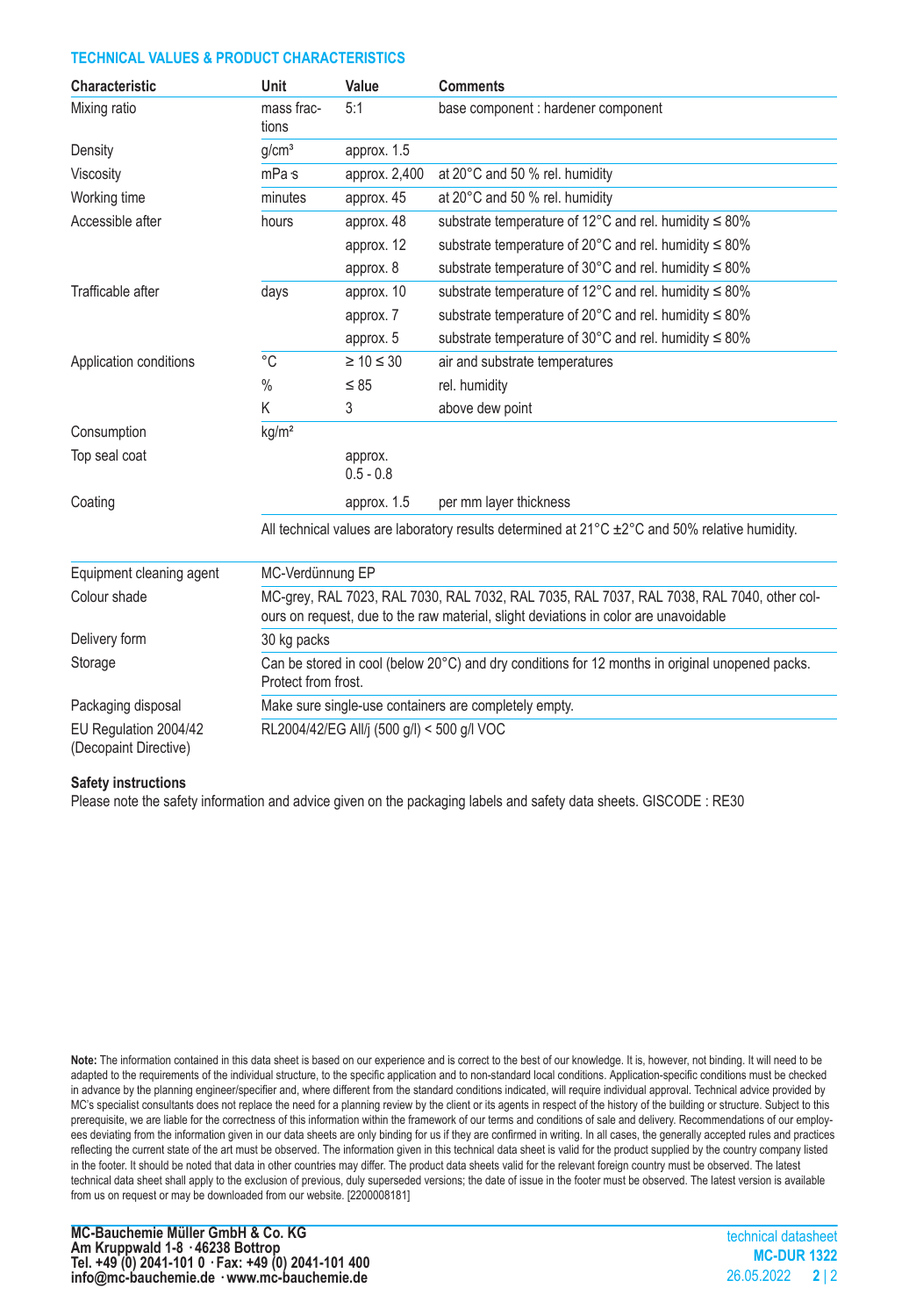## TECHNICAL VALUES & PRODUCT CHARACTERISTICS

| Characteristic | Unit | Value | Comments |
|---|---|---|---|
| Mixing ratio | mass fractions | 5:1 | base component : hardener component |
| Density | g/cm³ | approx. 1.5 | |
| Viscosity | mPa·s | approx. 2,400 | at 20°C and 50 % rel. humidity |
| Working time | minutes | approx. 45 | at 20°C and 50 % rel. humidity |
| Accessible after | hours | approx. 48 | substrate temperature of 12°C and rel. humidity ≤ 80% |
| | | approx. 12 | substrate temperature of 20°C and rel. humidity ≤ 80% |
| | | approx. 8 | substrate temperature of 30°C and rel. humidity ≤ 80% |
| Trafficable after | days | approx. 10 | substrate temperature of 12°C and rel. humidity ≤ 80% |
| | | approx. 7 | substrate temperature of 20°C and rel. humidity ≤ 80% |
| | | approx. 5 | substrate temperature of 30°C and rel. humidity ≤ 80% |
| Application conditions | °C | ≥ 10 ≤ 30 | air and substrate temperatures |
| | % | ≤ 85 | rel. humidity |
| | K | 3 | above dew point |
| Consumption | kg/m² | | |
| Top seal coat | | approx. 0.5 - 0.8 | |
| Coating | | approx. 1.5 | per mm layer thickness |
| | All technical values are laboratory results determined at 21°C ±2°C and 50% relative humidity. | | |

| | |
|---|---|
| Equipment cleaning agent | MC-Verdünnung EP |
| Colour shade | MC-grey, RAL 7023, RAL 7030, RAL 7032, RAL 7035, RAL 7037, RAL 7038, RAL 7040, other colours on request, due to the raw material, slight deviations in color are unavoidable |
| Delivery form | 30 kg packs |
| Storage | Can be stored in cool (below 20°C) and dry conditions for 12 months in original unopened packs. Protect from frost. |
| Packaging disposal | Make sure single-use containers are completely empty. |
| EU Regulation 2004/42 (Decopaint Directive) | RL2004/42/EG All/j (500 g/l) < 500 g/l VOC |

**Safety instructions**

Please note the safety information and advice given on the packaging labels and safety data sheets. GISCODE : RE30

**Note:** The information contained in this data sheet is based on our experience and is correct to the best of our knowledge. It is, however, not binding. It will need to be adapted to the requirements of the individual structure, to the specific application and to non-standard local conditions. Application-specific conditions must be checked in advance by the planning engineer/specifier and, where different from the standard conditions indicated, will require individual approval. Technical advice provided by MC's specialist consultants does not replace the need for a planning review by the client or its agents in respect of the history of the building or structure. Subject to this prerequisite, we are liable for the correctness of this information within the framework of our terms and conditions of sale and delivery. Recommendations of our employees deviating from the information given in our data sheets are only binding for us if they are confirmed in writing. In all cases, the generally accepted rules and practices reflecting the current state of the art must be observed. The information given in this technical data sheet is valid for the product supplied by the country company listed in the footer. It should be noted that data in other countries may differ. The product data sheets valid for the relevant foreign country must be observed. The latest technical data sheet shall apply to the exclusion of previous, duly superseded versions; the date of issue in the footer must be observed. The latest version is available from us on request or may be downloaded from our website. [2200008181]

**MC-Bauchemie Müller GmbH & Co. KG**
**Am Kruppwald 1-8 · 46238 Bottrop**
**Tel. +49 (0) 2041-101 0 · Fax: +49 (0) 2041-101 400**
**info@mc-bauchemie.de · www.mc-bauchemie.de**

technical datasheet
**MC-DUR 1322**
26.05.2022